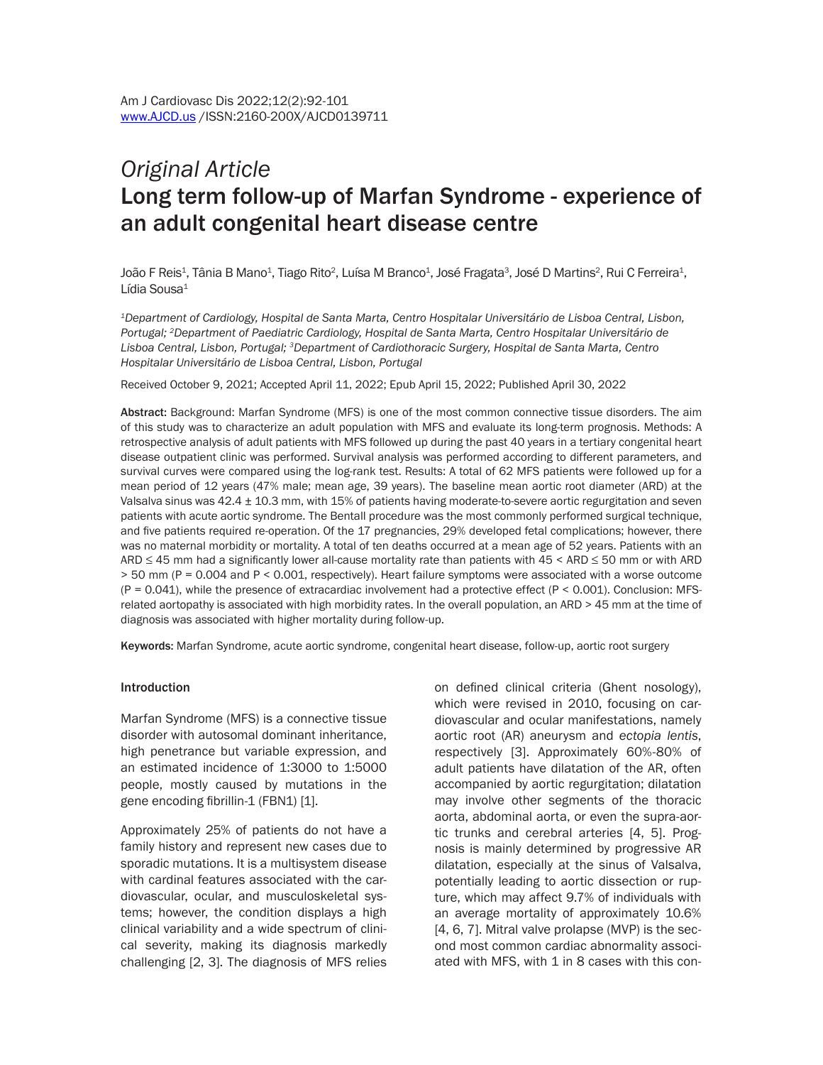*Original Article*

# Long term follow-up of Marfan Syndrome - experience of an adult congenital heart disease centre

João F Reis[1], Tânia B Mano[1], Tiago Rito[2], Luísa M Branco[1], José Fragata[3], José D Martins[2], Rui C Ferreira[1], Lídia Sousa[1]

[1]*Department of Cardiology, Hospital de Santa Marta, Centro Hospitalar Universitário de Lisboa Central, Lisbon, Portugal;* [2]*Department of Paediatric Cardiology, Hospital de Santa Marta, Centro Hospitalar Universitário de Lisboa Central, Lisbon, Portugal;* [3]*Department of Cardiothoracic Surgery, Hospital de Santa Marta, Centro Hospitalar Universitário de Lisboa Central, Lisbon, Portugal*

Received October 9, 2021; Accepted April 11, 2022; Epub April 15, 2022; Published April 30, 2022

**Abstract:** Background: Marfan Syndrome (MFS) is one of the most common connective tissue disorders. The aim of this study was to characterize an adult population with MFS and evaluate its long-term prognosis. Methods: A retrospective analysis of adult patients with MFS followed up during the past 40 years in a tertiary congenital heart disease outpatient clinic was performed. Survival analysis was performed according to different parameters, and survival curves were compared using the log-rank test. Results: A total of 62 MFS patients were followed up for a mean period of 12 years (47% male; mean age, 39 years). The baseline mean aortic root diameter (ARD) at the Valsalva sinus was 42.4 ± 10.3 mm, with 15% of patients having moderate-to-severe aortic regurgitation and seven patients with acute aortic syndrome. The Bentall procedure was the most commonly performed surgical technique, and five patients required re-operation. Of the 17 pregnancies, 29% developed fetal complications; however, there was no maternal morbidity or mortality. A total of ten deaths occurred at a mean age of 52 years. Patients with an ARD ≤ 45 mm had a significantly lower all-cause mortality rate than patients with 45 < ARD ≤ 50 mm or with ARD > 50 mm ($P = 0.004$ and $P < 0.001$, respectively). Heart failure symptoms were associated with a worse outcome ($P = 0.041$), while the presence of extracardiac involvement had a protective effect ($P < 0.001$). Conclusion: MFS-related aortopathy is associated with high morbidity rates. In the overall population, an ARD > 45 mm at the time of diagnosis was associated with higher mortality during follow-up.

**Keywords:** Marfan Syndrome, acute aortic syndrome, congenital heart disease, follow-up, aortic root surgery

## Introduction

Marfan Syndrome (MFS) is a connective tissue disorder with autosomal dominant inheritance, high penetrance but variable expression, and an estimated incidence of 1:3000 to 1:5000 people, mostly caused by mutations in the gene encoding fibrillin-1 (FBN1) [1].

Approximately 25% of patients do not have a family history and represent new cases due to sporadic mutations. It is a multisystem disease with cardinal features associated with the cardiovascular, ocular, and musculoskeletal systems; however, the condition displays a high clinical variability and a wide spectrum of clinical severity, making its diagnosis markedly challenging [2, 3]. The diagnosis of MFS relies on defined clinical criteria (Ghent nosology), which were revised in 2010, focusing on cardiovascular and ocular manifestations, namely aortic root (AR) aneurysm and *ectopia lentis*, respectively [3]. Approximately 60%-80% of adult patients have dilatation of the AR, often accompanied by aortic regurgitation; dilatation may involve other segments of the thoracic aorta, abdominal aorta, or even the supra-aortic trunks and cerebral arteries [4, 5]. Prognosis is mainly determined by progressive AR dilatation, especially at the sinus of Valsalva, potentially leading to aortic dissection or rupture, which may affect 9.7% of individuals with an average mortality of approximately 10.6% [4, 6, 7]. Mitral valve prolapse (MVP) is the second most common cardiac abnormality associated with MFS, with 1 in 8 cases with this con-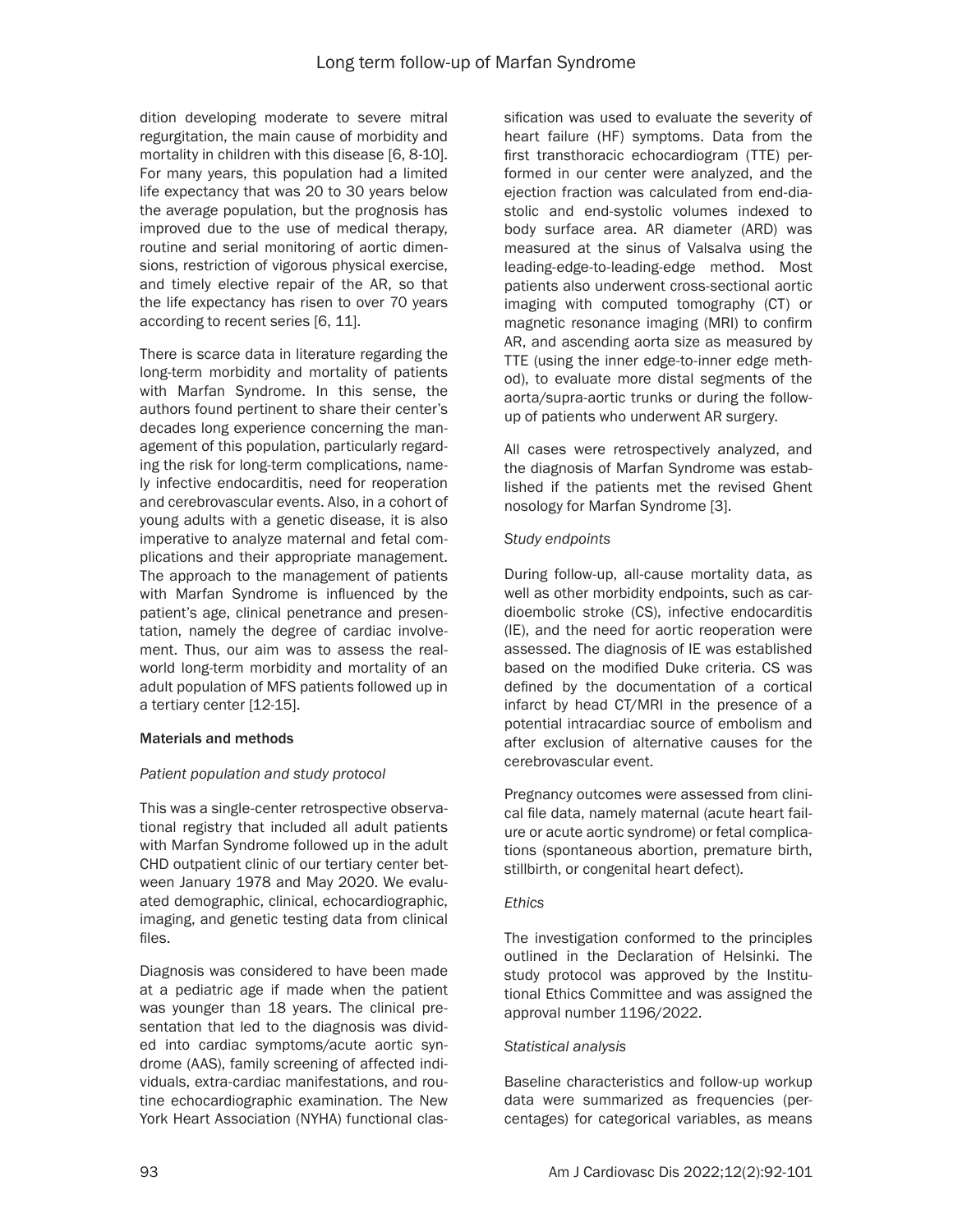dition developing moderate to severe mitral regurgitation, the main cause of morbidity and mortality in children with this disease [6, 8-10]. For many years, this population had a limited life expectancy that was 20 to 30 years below the average population, but the prognosis has improved due to the use of medical therapy, routine and serial monitoring of aortic dimensions, restriction of vigorous physical exercise, and timely elective repair of the AR, so that the life expectancy has risen to over 70 years according to recent series [6, 11].

There is scarce data in literature regarding the long-term morbidity and mortality of patients with Marfan Syndrome. In this sense, the authors found pertinent to share their center's decades long experience concerning the management of this population, particularly regarding the risk for long-term complications, namely infective endocarditis, need for reoperation and cerebrovascular events. Also, in a cohort of young adults with a genetic disease, it is also imperative to analyze maternal and fetal complications and their appropriate management. The approach to the management of patients with Marfan Syndrome is influenced by the patient's age, clinical penetrance and presentation, namely the degree of cardiac involvement. Thus, our aim was to assess the real-world long-term morbidity and mortality of an adult population of MFS patients followed up in a tertiary center [12-15].

## Materials and methods

### *Patient population and study protocol*

This was a single-center retrospective observational registry that included all adult patients with Marfan Syndrome followed up in the adult CHD outpatient clinic of our tertiary center between January 1978 and May 2020. We evaluated demographic, clinical, echocardiographic, imaging, and genetic testing data from clinical files.

Diagnosis was considered to have been made at a pediatric age if made when the patient was younger than 18 years. The clinical presentation that led to the diagnosis was divided into cardiac symptoms/acute aortic syndrome (AAS), family screening of affected individuals, extra-cardiac manifestations, and routine echocardiographic examination. The New York Heart Association (NYHA) functional classification was used to evaluate the severity of heart failure (HF) symptoms. Data from the first transthoracic echocardiogram (TTE) performed in our center were analyzed, and the ejection fraction was calculated from end-diastolic and end-systolic volumes indexed to body surface area. AR diameter (ARD) was measured at the sinus of Valsalva using the leading-edge-to-leading-edge method. Most patients also underwent cross-sectional aortic imaging with computed tomography (CT) or magnetic resonance imaging (MRI) to confirm AR, and ascending aorta size as measured by TTE (using the inner edge-to-inner edge method), to evaluate more distal segments of the aorta/supra-aortic trunks or during the follow-up of patients who underwent AR surgery.

All cases were retrospectively analyzed, and the diagnosis of Marfan Syndrome was established if the patients met the revised Ghent nosology for Marfan Syndrome [3].

### *Study endpoints*

During follow-up, all-cause mortality data, as well as other morbidity endpoints, such as cardioembolic stroke (CS), infective endocarditis (IE), and the need for aortic reoperation were assessed. The diagnosis of IE was established based on the modified Duke criteria. CS was defined by the documentation of a cortical infarct by head CT/MRI in the presence of a potential intracardiac source of embolism and after exclusion of alternative causes for the cerebrovascular event.

Pregnancy outcomes were assessed from clinical file data, namely maternal (acute heart failure or acute aortic syndrome) or fetal complications (spontaneous abortion, premature birth, stillbirth, or congenital heart defect).

### *Ethics*

The investigation conformed to the principles outlined in the Declaration of Helsinki. The study protocol was approved by the Institutional Ethics Committee and was assigned the approval number 1196/2022.

### *Statistical analysis*

Baseline characteristics and follow-up workup data were summarized as frequencies (percentages) for categorical variables, as means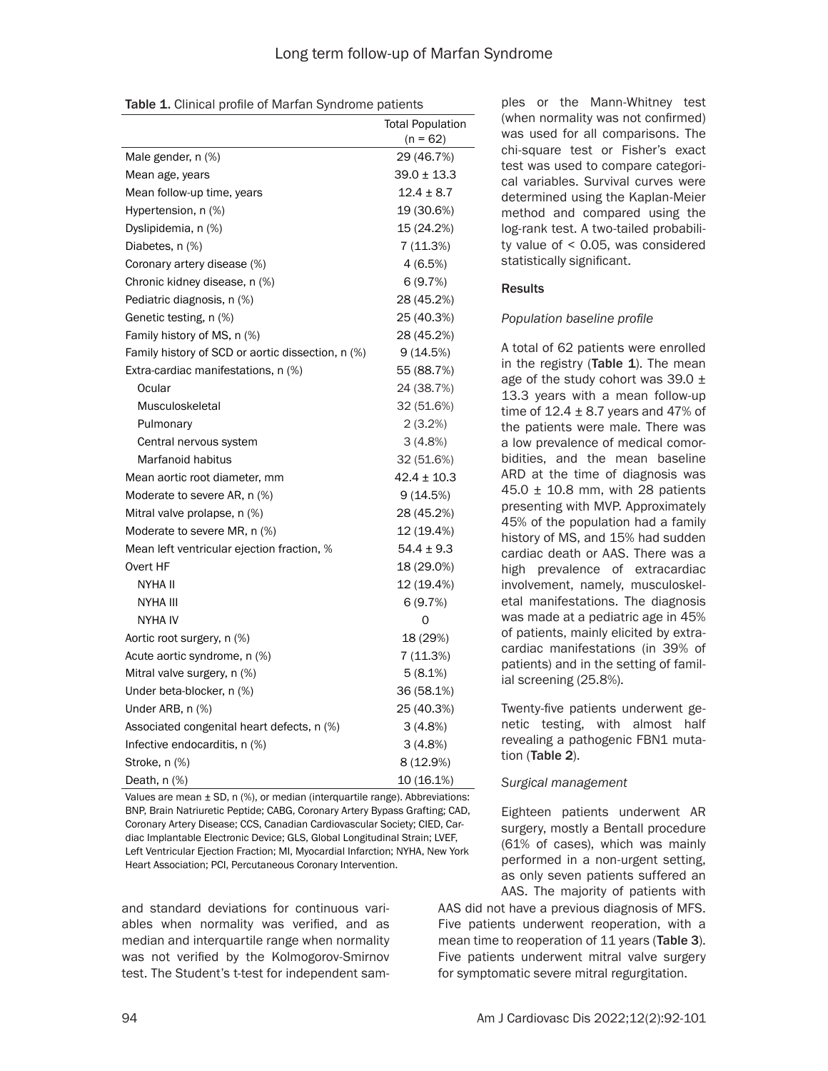**Table 1.** Clinical profile of Marfan Syndrome patients

| | Total Population (n = 62) |
|---|---|
| Male gender, n (%) | 29 (46.7%) |
| Mean age, years | 39.0 ± 13.3 |
| Mean follow-up time, years | 12.4 ± 8.7 |
| Hypertension, n (%) | 19 (30.6%) |
| Dyslipidemia, n (%) | 15 (24.2%) |
| Diabetes, n (%) | 7 (11.3%) |
| Coronary artery disease (%) | 4 (6.5%) |
| Chronic kidney disease, n (%) | 6 (9.7%) |
| Pediatric diagnosis, n (%) | 28 (45.2%) |
| Genetic testing, n (%) | 25 (40.3%) |
| Family history of MS, n (%) | 28 (45.2%) |
| Family history of SCD or aortic dissection, n (%) | 9 (14.5%) |
| Extra-cardiac manifestations, n (%) | 55 (88.7%) |
| Ocular | 24 (38.7%) |
| Musculoskeletal | 32 (51.6%) |
| Pulmonary | 2 (3.2%) |
| Central nervous system | 3 (4.8%) |
| Marfanoid habitus | 32 (51.6%) |
| Mean aortic root diameter, mm | 42.4 ± 10.3 |
| Moderate to severe AR, n (%) | 9 (14.5%) |
| Mitral valve prolapse, n (%) | 28 (45.2%) |
| Moderate to severe MR, n (%) | 12 (19.4%) |
| Mean left ventricular ejection fraction, % | 54.4 ± 9.3 |
| Overt HF | 18 (29.0%) |
| NYHA II | 12 (19.4%) |
| NYHA III | 6 (9.7%) |
| NYHA IV | 0 |
| Aortic root surgery, n (%) | 18 (29%) |
| Acute aortic syndrome, n (%) | 7 (11.3%) |
| Mitral valve surgery, n (%) | 5 (8.1%) |
| Under beta-blocker, n (%) | 36 (58.1%) |
| Under ARB, n (%) | 25 (40.3%) |
| Associated congenital heart defects, n (%) | 3 (4.8%) |
| Infective endocarditis, n (%) | 3 (4.8%) |
| Stroke, n (%) | 8 (12.9%) |
| Death, n (%) | 10 (16.1%) |

Values are mean ± SD, n (%), or median (interquartile range). Abbreviations: BNP, Brain Natriuretic Peptide; CABG, Coronary Artery Bypass Grafting; CAD, Coronary Artery Disease; CCS, Canadian Cardiovascular Society; CIED, Cardiac Implantable Electronic Device; GLS, Global Longitudinal Strain; LVEF, Left Ventricular Ejection Fraction; MI, Myocardial Infarction; NYHA, New York Heart Association; PCI, Percutaneous Coronary Intervention.

and standard deviations for continuous variables when normality was verified, and as median and interquartile range when normality was not verified by the Kolmogorov-Smirnov test. The Student's t-test for independent samples or the Mann-Whitney test (when normality was not confirmed) was used for all comparisons. The chi-square test or Fisher's exact test was used to compare categorical variables. Survival curves were determined using the Kaplan-Meier method and compared using the log-rank test. A two-tailed probability value of $< 0.05$, was considered statistically significant.

## Results

### *Population baseline profile*

A total of 62 patients were enrolled in the registry (**Table 1**). The mean age of the study cohort was 39.0 ± 13.3 years with a mean follow-up time of 12.4 ± 8.7 years and 47% of the patients were male. There was a low prevalence of medical comorbidities, and the mean baseline ARD at the time of diagnosis was 45.0 ± 10.8 mm, with 28 patients presenting with MVP. Approximately 45% of the population had a family history of MS, and 15% had sudden cardiac death or AAS. There was a high prevalence of extracardiac involvement, namely, musculoskeletal manifestations. The diagnosis was made at a pediatric age in 45% of patients, mainly elicited by extracardiac manifestations (in 39% of patients) and in the setting of familial screening (25.8%).

Twenty-five patients underwent genetic testing, with almost half revealing a pathogenic FBN1 mutation (**Table 2**).

### *Surgical management*

Eighteen patients underwent AR surgery, mostly a Bentall procedure (61% of cases), which was mainly performed in a non-urgent setting, as only seven patients suffered an AAS. The majority of patients with AAS did not have a previous diagnosis of MFS. Five patients underwent reoperation, with a mean time to reoperation of 11 years (**Table 3**). Five patients underwent mitral valve surgery for symptomatic severe mitral regurgitation.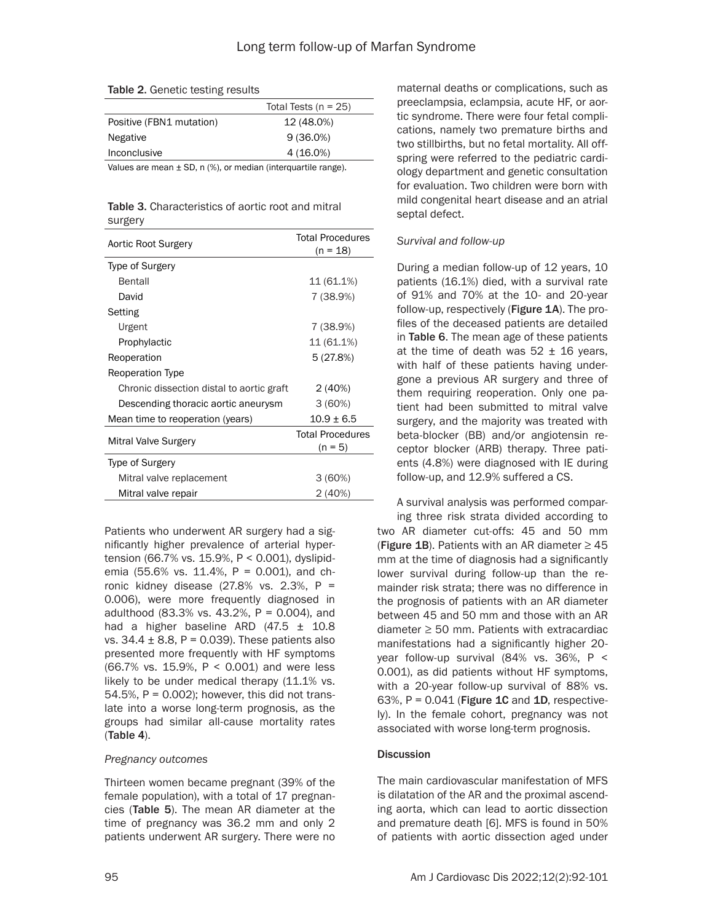Table 2. Genetic testing results

| | Total Tests (n = 25) |
|---|---|
| Positive (FBN1 mutation) | 12 (48.0%) |
| Negative | 9 (36.0%) |
| Inconclusive | 4 (16.0%) |

Values are mean ± SD, n (%), or median (interquartile range).

Table 3. Characteristics of aortic root and mitral surgery

| Aortic Root Surgery | Total Procedures (n = 18) |
|---|---|
| Type of Surgery | |
| Bentall | 11 (61.1%) |
| David | 7 (38.9%) |
| Setting | |
| Urgent | 7 (38.9%) |
| Prophylactic | 11 (61.1%) |
| Reoperation | 5 (27.8%) |
| Reoperation Type | |
| Chronic dissection distal to aortic graft | 2 (40%) |
| Descending thoracic aortic aneurysm | 3 (60%) |
| Mean time to reoperation (years) | 10.9 ± 6.5 |
| **Mitral Valve Surgery** | **Total Procedures (n = 5)** |
| Type of Surgery | |
| Mitral valve replacement | 3 (60%) |
| Mitral valve repair | 2 (40%) |

Patients who underwent AR surgery had a significantly higher prevalence of arterial hypertension (66.7% vs. 15.9%, P < 0.001), dyslipidemia (55.6% vs. 11.4%, P = 0.001), and chronic kidney disease (27.8% vs. 2.3%, P = 0.006), were more frequently diagnosed in adulthood (83.3% vs. 43.2%, P = 0.004), and had a higher baseline ARD (47.5 ± 10.8 vs. 34.4 ± 8.8, P = 0.039). These patients also presented more frequently with HF symptoms (66.7% vs. 15.9%, P < 0.001) and were less likely to be under medical therapy (11.1% vs. 54.5%, P = 0.002); however, this did not translate into a worse long-term prognosis, as the groups had similar all-cause mortality rates (Table 4).

*Pregnancy outcomes*

Thirteen women became pregnant (39% of the female population), with a total of 17 pregnancies (Table 5). The mean AR diameter at the time of pregnancy was 36.2 mm and only 2 patients underwent AR surgery. There were no maternal deaths or complications, such as preeclampsia, eclampsia, acute HF, or aortic syndrome. There were four fetal complications, namely two premature births and two stillbirths, but no fetal mortality. All offspring were referred to the pediatric cardiology department and genetic consultation for evaluation. Two children were born with mild congenital heart disease and an atrial septal defect.

*Survival and follow-up*

During a median follow-up of 12 years, 10 patients (16.1%) died, with a survival rate of 91% and 70% at the 10- and 20-year follow-up, respectively (**Figure 1A**). The profiles of the deceased patients are detailed in **Table 6**. The mean age of these patients at the time of death was 52 ± 16 years, with half of these patients having undergone a previous AR surgery and three of them requiring reoperation. Only one patient had been submitted to mitral valve surgery, and the majority was treated with beta-blocker (BB) and/or angiotensin receptor blocker (ARB) therapy. Three patients (4.8%) were diagnosed with IE during follow-up, and 12.9% suffered a CS.

A survival analysis was performed comparing three risk strata divided according to two AR diameter cut-offs: 45 and 50 mm (**Figure 1B**). Patients with an AR diameter ≥ 45 mm at the time of diagnosis had a significantly lower survival during follow-up than the remainder risk strata; there was no difference in the prognosis of patients with an AR diameter between 45 and 50 mm and those with an AR diameter ≥ 50 mm. Patients with extracardiac manifestations had a significantly higher 20-year follow-up survival (84% vs. 36%, P < 0.001), as did patients without HF symptoms, with a 20-year follow-up survival of 88% vs. 63%, P = 0.041 (**Figure 1C** and **1D**, respectively). In the female cohort, pregnancy was not associated with worse long-term prognosis.

## Discussion

The main cardiovascular manifestation of MFS is dilatation of the AR and the proximal ascending aorta, which can lead to aortic dissection and premature death [6]. MFS is found in 50% of patients with aortic dissection aged under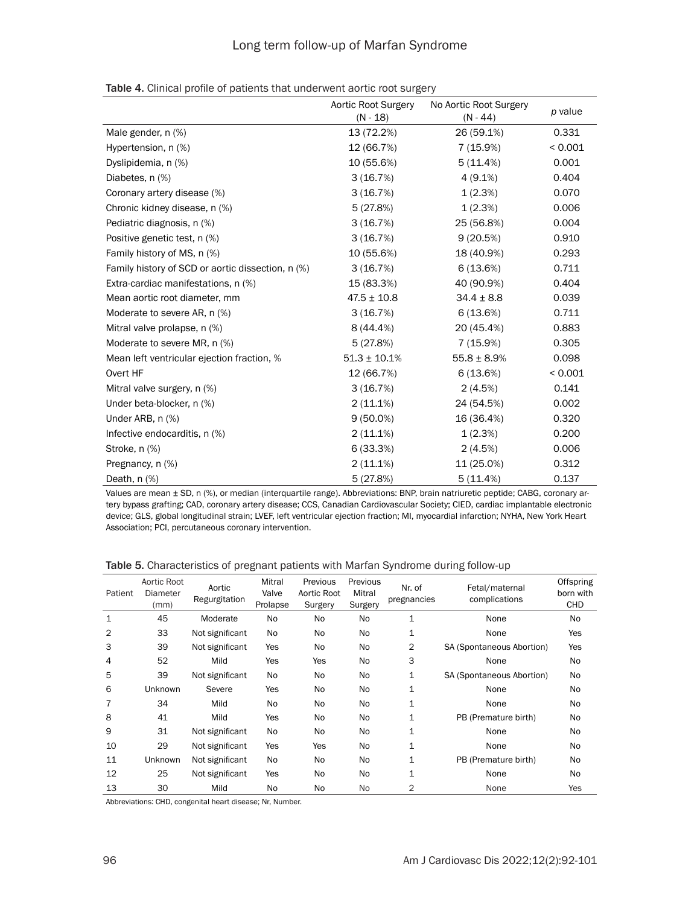**Table 4.** Clinical profile of patients that underwent aortic root surgery

| | Aortic Root Surgery (N - 18) | No Aortic Root Surgery (N - 44) | *p* value |
|---|---|---|---|
| Male gender, n (%) | 13 (72.2%) | 26 (59.1%) | 0.331 |
| Hypertension, n (%) | 12 (66.7%) | 7 (15.9%) | < 0.001 |
| Dyslipidemia, n (%) | 10 (55.6%) | 5 (11.4%) | 0.001 |
| Diabetes, n (%) | 3 (16.7%) | 4 (9.1%) | 0.404 |
| Coronary artery disease (%) | 3 (16.7%) | 1 (2.3%) | 0.070 |
| Chronic kidney disease, n (%) | 5 (27.8%) | 1 (2.3%) | 0.006 |
| Pediatric diagnosis, n (%) | 3 (16.7%) | 25 (56.8%) | 0.004 |
| Positive genetic test, n (%) | 3 (16.7%) | 9 (20.5%) | 0.910 |
| Family history of MS, n (%) | 10 (55.6%) | 18 (40.9%) | 0.293 |
| Family history of SCD or aortic dissection, n (%) | 3 (16.7%) | 6 (13.6%) | 0.711 |
| Extra-cardiac manifestations, n (%) | 15 (83.3%) | 40 (90.9%) | 0.404 |
| Mean aortic root diameter, mm | 47.5 ± 10.8 | 34.4 ± 8.8 | 0.039 |
| Moderate to severe AR, n (%) | 3 (16.7%) | 6 (13.6%) | 0.711 |
| Mitral valve prolapse, n (%) | 8 (44.4%) | 20 (45.4%) | 0.883 |
| Moderate to severe MR, n (%) | 5 (27.8%) | 7 (15.9%) | 0.305 |
| Mean left ventricular ejection fraction, % | 51.3 ± 10.1% | 55.8 ± 8.9% | 0.098 |
| Overt HF | 12 (66.7%) | 6 (13.6%) | < 0.001 |
| Mitral valve surgery, n (%) | 3 (16.7%) | 2 (4.5%) | 0.141 |
| Under beta-blocker, n (%) | 2 (11.1%) | 24 (54.5%) | 0.002 |
| Under ARB, n (%) | 9 (50.0%) | 16 (36.4%) | 0.320 |
| Infective endocarditis, n (%) | 2 (11.1%) | 1 (2.3%) | 0.200 |
| Stroke, n (%) | 6 (33.3%) | 2 (4.5%) | 0.006 |
| Pregnancy, n (%) | 2 (11.1%) | 11 (25.0%) | 0.312 |
| Death, n (%) | 5 (27.8%) | 5 (11.4%) | 0.137 |

Values are mean ± SD, n (%), or median (interquartile range). Abbreviations: BNP, brain natriuretic peptide; CABG, coronary artery bypass grafting; CAD, coronary artery disease; CCS, Canadian Cardiovascular Society; CIED, cardiac implantable electronic device; GLS, global longitudinal strain; LVEF, left ventricular ejection fraction; MI, myocardial infarction; NYHA, New York Heart Association; PCI, percutaneous coronary intervention.

**Table 5.** Characteristics of pregnant patients with Marfan Syndrome during follow-up

| Patient | Aortic Root Diameter (mm) | Aortic Regurgitation | Mitral Valve Prolapse | Previous Aortic Root Surgery | Previous Mitral Surgery | Nr. of pregnancies | Fetal/maternal complications | Offspring born with CHD |
|---|---|---|---|---|---|---|---|---|
| 1 | 45 | Moderate | No | No | No | 1 | None | No |
| 2 | 33 | Not significant | No | No | No | 1 | None | Yes |
| 3 | 39 | Not significant | Yes | No | No | 2 | SA (Spontaneous Abortion) | Yes |
| 4 | 52 | Mild | Yes | Yes | No | 3 | None | No |
| 5 | 39 | Not significant | No | No | No | 1 | SA (Spontaneous Abortion) | No |
| 6 | Unknown | Severe | Yes | No | No | 1 | None | No |
| 7 | 34 | Mild | No | No | No | 1 | None | No |
| 8 | 41 | Mild | Yes | No | No | 1 | PB (Premature birth) | No |
| 9 | 31 | Not significant | No | No | No | 1 | None | No |
| 10 | 29 | Not significant | Yes | Yes | No | 1 | None | No |
| 11 | Unknown | Not significant | No | No | No | 1 | PB (Premature birth) | No |
| 12 | 25 | Not significant | Yes | No | No | 1 | None | No |
| 13 | 30 | Mild | No | No | No | 2 | None | Yes |

Abbreviations: CHD, congenital heart disease; Nr, Number.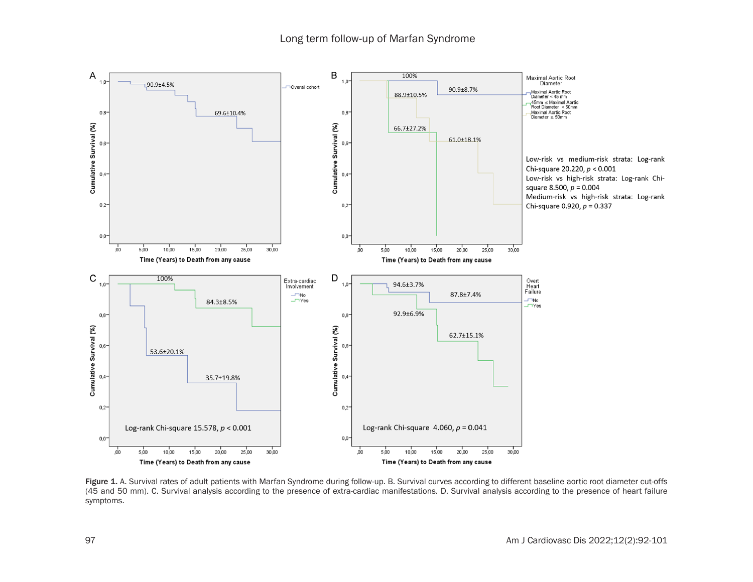**Figure 1.** A. Survival rates of adult patients with Marfan Syndrome during follow-up. B. Survival curves according to different baseline aortic root diameter cut-offs (45 and 50 mm). C. Survival analysis according to the presence of extra-cardiac manifestations. D. Survival analysis according to the presence of heart failure symptoms.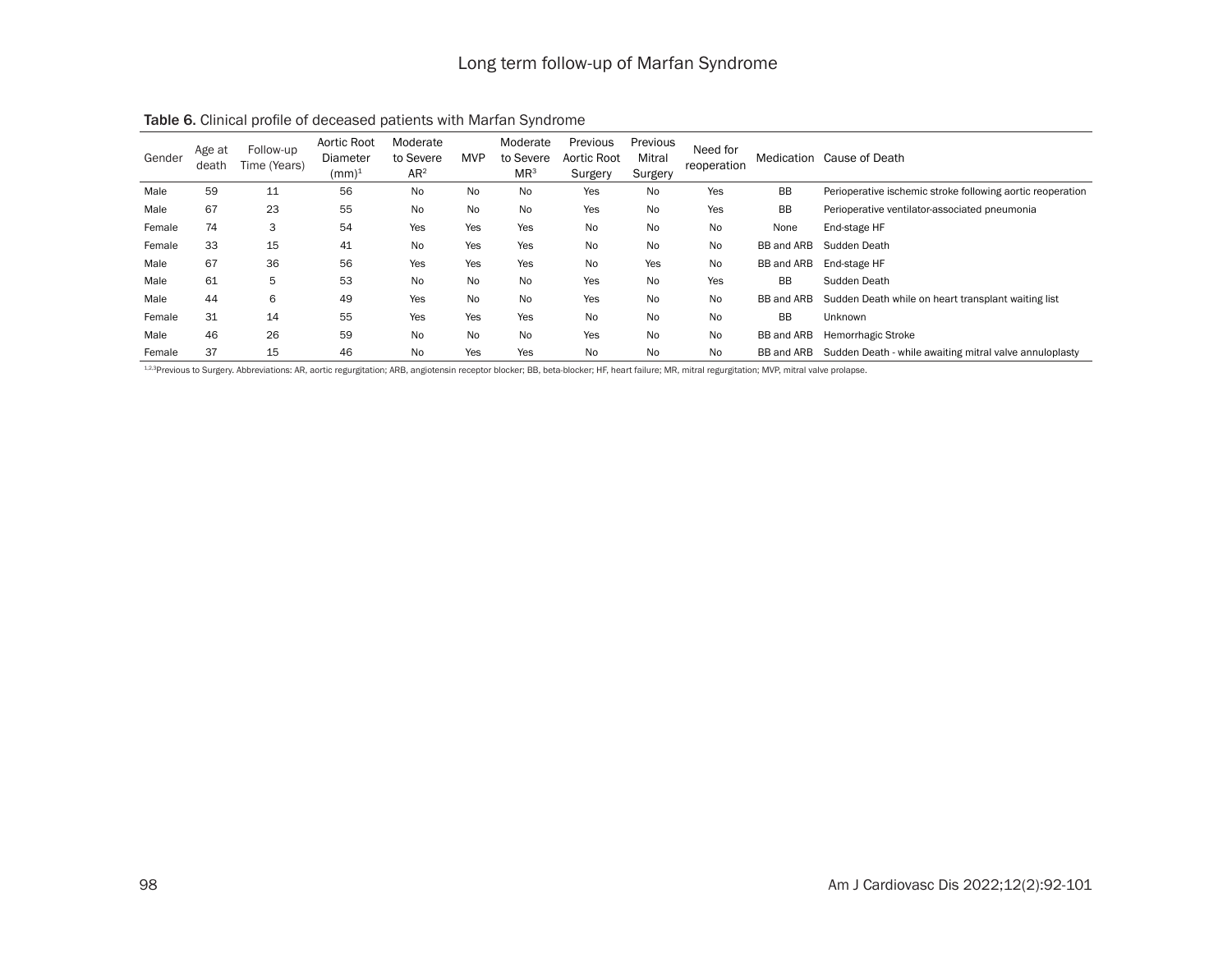**Table 6.** Clinical profile of deceased patients with Marfan Syndrome

| Gender | Age at death | Follow-up Time (Years) | Aortic Root Diameter (mm)[1] | Moderate to Severe AR[2] | MVP | Moderate to Severe MR[3] | Previous Aortic Root Surgery | Previous Mitral Surgery | Need for reoperation | Medication | Cause of Death |
|---|---|---|---|---|---|---|---|---|---|---|---|
| Male | 59 | 11 | 56 | No | No | No | Yes | No | Yes | BB | Perioperative ischemic stroke following aortic reoperation |
| Male | 67 | 23 | 55 | No | No | No | Yes | No | Yes | BB | Perioperative ventilator-associated pneumonia |
| Female | 74 | 3 | 54 | Yes | Yes | Yes | No | No | No | None | End-stage HF |
| Female | 33 | 15 | 41 | No | Yes | Yes | No | No | No | BB and ARB | Sudden Death |
| Male | 67 | 36 | 56 | Yes | Yes | Yes | No | Yes | No | BB and ARB | End-stage HF |
| Male | 61 | 5 | 53 | No | No | No | Yes | No | Yes | BB | Sudden Death |
| Male | 44 | 6 | 49 | Yes | No | No | Yes | No | No | BB and ARB | Sudden Death while on heart transplant waiting list |
| Female | 31 | 14 | 55 | Yes | Yes | Yes | No | No | No | BB | Unknown |
| Male | 46 | 26 | 59 | No | No | No | Yes | No | No | BB and ARB | Hemorrhagic Stroke |
| Female | 37 | 15 | 46 | No | Yes | Yes | No | No | No | BB and ARB | Sudden Death - while awaiting mitral valve annuloplasty |

[1,2,3]Previous to Surgery. Abbreviations: AR, aortic regurgitation; ARB, angiotensin receptor blocker; BB, beta-blocker; HF, heart failure; MR, mitral regurgitation; MVP, mitral valve prolapse.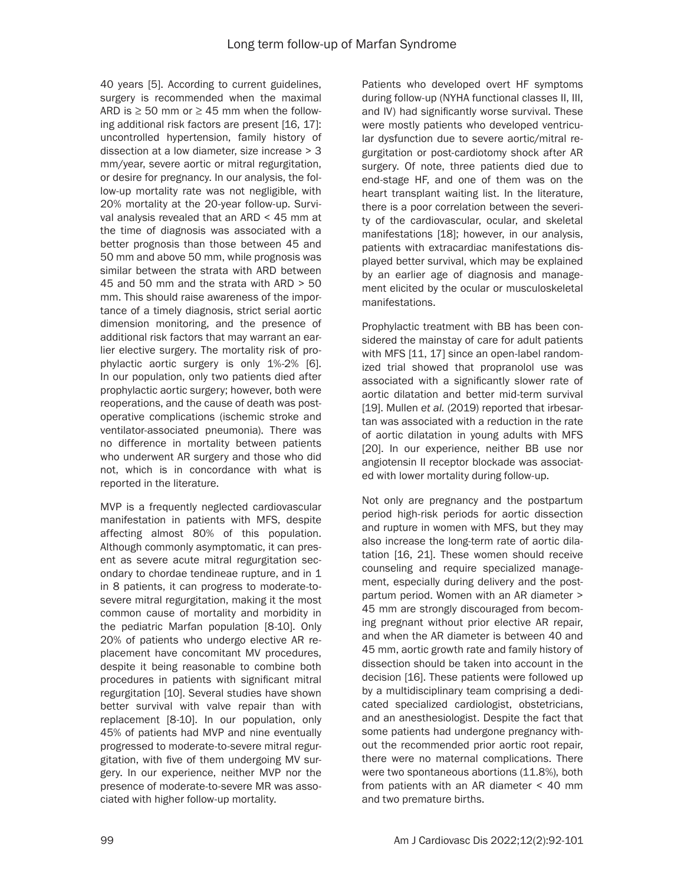40 years [5]. According to current guidelines, surgery is recommended when the maximal ARD is ≥ 50 mm or ≥ 45 mm when the following additional risk factors are present [16, 17]: uncontrolled hypertension, family history of dissection at a low diameter, size increase > 3 mm/year, severe aortic or mitral regurgitation, or desire for pregnancy. In our analysis, the follow-up mortality rate was not negligible, with 20% mortality at the 20-year follow-up. Survival analysis revealed that an ARD < 45 mm at the time of diagnosis was associated with a better prognosis than those between 45 and 50 mm and above 50 mm, while prognosis was similar between the strata with ARD between 45 and 50 mm and the strata with ARD > 50 mm. This should raise awareness of the importance of a timely diagnosis, strict serial aortic dimension monitoring, and the presence of additional risk factors that may warrant an earlier elective surgery. The mortality risk of prophylactic aortic surgery is only 1%-2% [6]. In our population, only two patients died after prophylactic aortic surgery; however, both were reoperations, and the cause of death was postoperative complications (ischemic stroke and ventilator-associated pneumonia). There was no difference in mortality between patients who underwent AR surgery and those who did not, which is in concordance with what is reported in the literature.

MVP is a frequently neglected cardiovascular manifestation in patients with MFS, despite affecting almost 80% of this population. Although commonly asymptomatic, it can present as severe acute mitral regurgitation secondary to chordae tendineae rupture, and in 1 in 8 patients, it can progress to moderate-to-severe mitral regurgitation, making it the most common cause of mortality and morbidity in the pediatric Marfan population [8-10]. Only 20% of patients who undergo elective AR replacement have concomitant MV procedures, despite it being reasonable to combine both procedures in patients with significant mitral regurgitation [10]. Several studies have shown better survival with valve repair than with replacement [8-10]. In our population, only 45% of patients had MVP and nine eventually progressed to moderate-to-severe mitral regurgitation, with five of them undergoing MV surgery. In our experience, neither MVP nor the presence of moderate-to-severe MR was associated with higher follow-up mortality.

Patients who developed overt HF symptoms during follow-up (NYHA functional classes II, III, and IV) had significantly worse survival. These were mostly patients who developed ventricular dysfunction due to severe aortic/mitral regurgitation or post-cardiotomy shock after AR surgery. Of note, three patients died due to end-stage HF, and one of them was on the heart transplant waiting list. In the literature, there is a poor correlation between the severity of the cardiovascular, ocular, and skeletal manifestations [18]; however, in our analysis, patients with extracardiac manifestations displayed better survival, which may be explained by an earlier age of diagnosis and management elicited by the ocular or musculoskeletal manifestations.

Prophylactic treatment with BB has been considered the mainstay of care for adult patients with MFS [11, 17] since an open-label randomized trial showed that propranolol use was associated with a significantly slower rate of aortic dilatation and better mid-term survival [19]. Mullen *et al.* (2019) reported that irbesartan was associated with a reduction in the rate of aortic dilatation in young adults with MFS [20]. In our experience, neither BB use nor angiotensin II receptor blockade was associated with lower mortality during follow-up.

Not only are pregnancy and the postpartum period high-risk periods for aortic dissection and rupture in women with MFS, but they may also increase the long-term rate of aortic dilatation [16, 21]. These women should receive counseling and require specialized management, especially during delivery and the postpartum period. Women with an AR diameter > 45 mm are strongly discouraged from becoming pregnant without prior elective AR repair, and when the AR diameter is between 40 and 45 mm, aortic growth rate and family history of dissection should be taken into account in the decision [16]. These patients were followed up by a multidisciplinary team comprising a dedicated specialized cardiologist, obstetricians, and an anesthesiologist. Despite the fact that some patients had undergone pregnancy without the recommended prior aortic root repair, there were no maternal complications. There were two spontaneous abortions (11.8%), both from patients with an AR diameter < 40 mm and two premature births.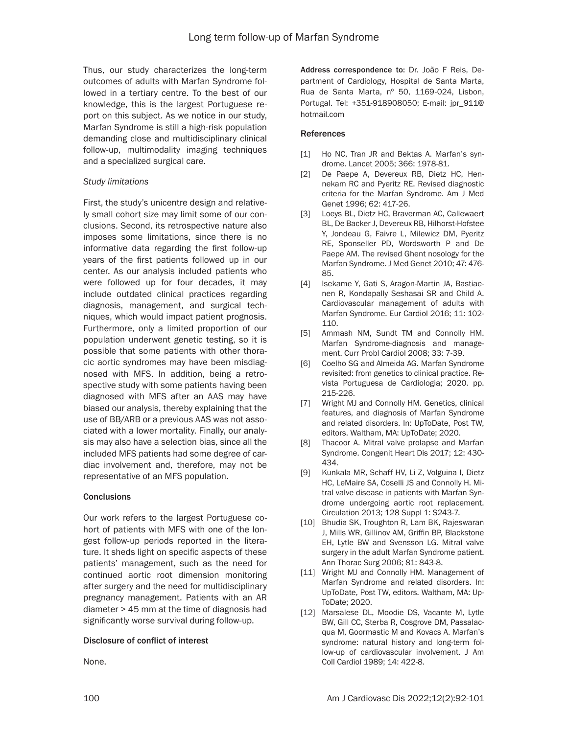Thus, our study characterizes the long-term outcomes of adults with Marfan Syndrome followed in a tertiary centre. To the best of our knowledge, this is the largest Portuguese report on this subject. As we notice in our study, Marfan Syndrome is still a high-risk population demanding close and multidisciplinary clinical follow-up, multimodality imaging techniques and a specialized surgical care.

*Study limitations*

First, the study's unicentre design and relatively small cohort size may limit some of our conclusions. Second, its retrospective nature also imposes some limitations, since there is no informative data regarding the first follow-up years of the first patients followed up in our center. As our analysis included patients who were followed up for four decades, it may include outdated clinical practices regarding diagnosis, management, and surgical techniques, which would impact patient prognosis. Furthermore, only a limited proportion of our population underwent genetic testing, so it is possible that some patients with other thoracic aortic syndromes may have been misdiagnosed with MFS. In addition, being a retrospective study with some patients having been diagnosed with MFS after an AAS may have biased our analysis, thereby explaining that the use of BB/ARB or a previous AAS was not associated with a lower mortality. Finally, our analysis may also have a selection bias, since all the included MFS patients had some degree of cardiac involvement and, therefore, may not be representative of an MFS population.

## Conclusions

Our work refers to the largest Portuguese cohort of patients with MFS with one of the longest follow-up periods reported in the literature. It sheds light on specific aspects of these patients' management, such as the need for continued aortic root dimension monitoring after surgery and the need for multidisciplinary pregnancy management. Patients with an AR diameter > 45 mm at the time of diagnosis had significantly worse survival during follow-up.

## Disclosure of conflict of interest

None.

**Address correspondence to:** Dr. João F Reis, Department of Cardiology, Hospital de Santa Marta, Rua de Santa Marta, nº 50, 1169-024, Lisbon, Portugal. Tel: +351-918908050; E-mail: jpr_911@hotmail.com

## References

[1] Ho NC, Tran JR and Bektas A. Marfan's syndrome. Lancet 2005; 366: 1978-81.

[2] De Paepe A, Devereux RB, Dietz HC, Hennekam RC and Pyeritz RE. Revised diagnostic criteria for the Marfan Syndrome. Am J Med Genet 1996; 62: 417-26.

[3] Loeys BL, Dietz HC, Braverman AC, Callewaert BL, De Backer J, Devereux RB, Hilhorst-Hofstee Y, Jondeau G, Faivre L, Milewicz DM, Pyeritz RE, Sponseller PD, Wordsworth P and De Paepe AM. The revised Ghent nosology for the Marfan Syndrome. J Med Genet 2010; 47: 476-85.

[4] Isekame Y, Gati S, Aragon-Martin JA, Bastiaenen R, Kondapally Seshasai SR and Child A. Cardiovascular management of adults with Marfan Syndrome. Eur Cardiol 2016; 11: 102-110.

[5] Ammash NM, Sundt TM and Connolly HM. Marfan Syndrome-diagnosis and management. Curr Probl Cardiol 2008; 33: 7-39.

[6] Coelho SG and Almeida AG. Marfan Syndrome revisited: from genetics to clinical practice. Revista Portuguesa de Cardiologia; 2020. pp. 215-226.

[7] Wright MJ and Connolly HM. Genetics, clinical features, and diagnosis of Marfan Syndrome and related disorders. In: UpToDate, Post TW, editors. Waltham, MA: UpToDate; 2020.

[8] Thacoor A. Mitral valve prolapse and Marfan Syndrome. Congenit Heart Dis 2017; 12: 430-434.

[9] Kunkala MR, Schaff HV, Li Z, Volguina I, Dietz HC, LeMaire SA, Coselli JS and Connolly H. Mitral valve disease in patients with Marfan Syndrome undergoing aortic root replacement. Circulation 2013; 128 Suppl 1: S243-7.

[10] Bhudia SK, Troughton R, Lam BK, Rajeswaran J, Mills WR, Gillinov AM, Griffin BP, Blackstone EH, Lytle BW and Svensson LG. Mitral valve surgery in the adult Marfan Syndrome patient. Ann Thorac Surg 2006; 81: 843-8.

[11] Wright MJ and Connolly HM. Management of Marfan Syndrome and related disorders. In: UpToDate, Post TW, editors. Waltham, MA: UpToDate; 2020.

[12] Marsalese DL, Moodie DS, Vacante M, Lytle BW, Gill CC, Sterba R, Cosgrove DM, Passalacqua M, Goormastic M and Kovacs A. Marfan's syndrome: natural history and long-term follow-up of cardiovascular involvement. J Am Coll Cardiol 1989; 14: 422-8.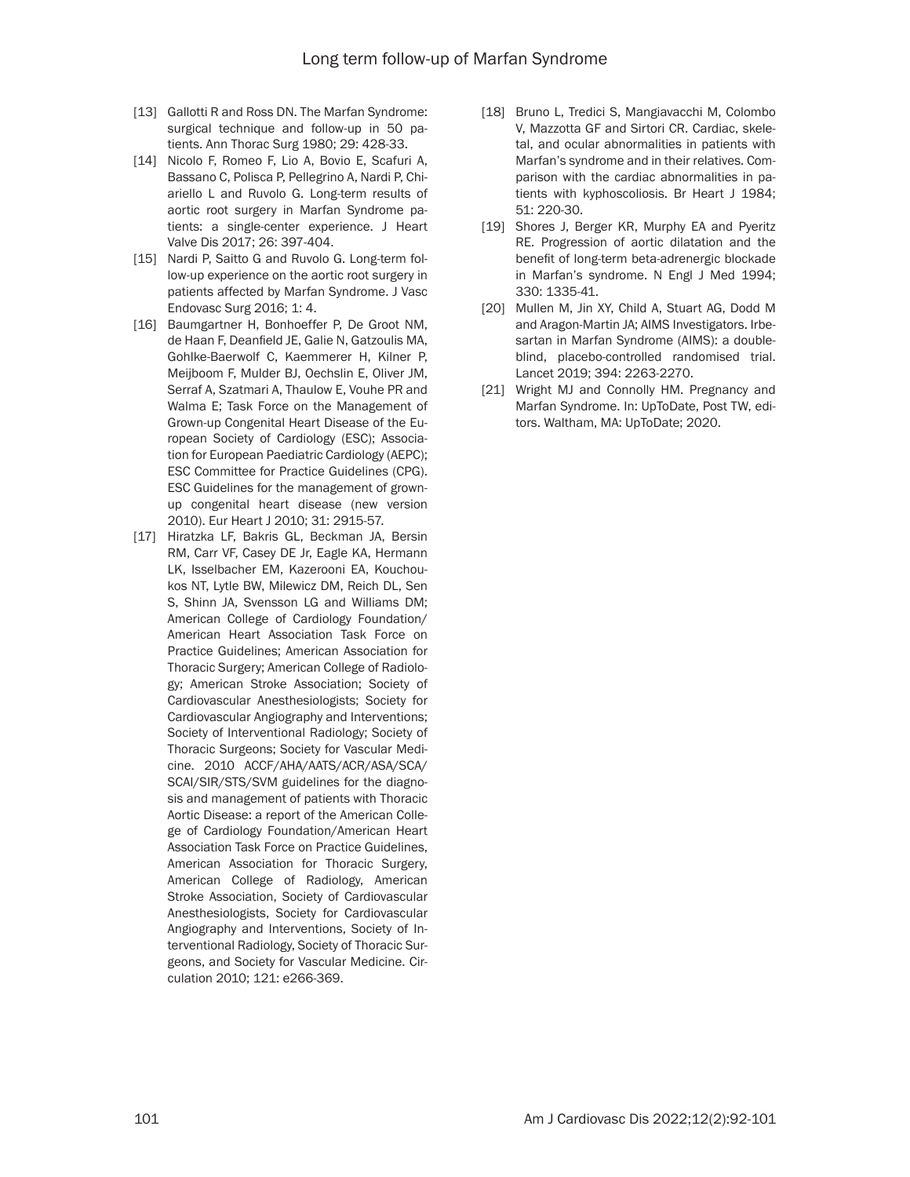[13] Gallotti R and Ross DN. The Marfan Syndrome: surgical technique and follow-up in 50 patients. Ann Thorac Surg 1980; 29: 428-33.

[14] Nicolo F, Romeo F, Lio A, Bovio E, Scafuri A, Bassano C, Polisca P, Pellegrino A, Nardi P, Chiariello L and Ruvolo G. Long-term results of aortic root surgery in Marfan Syndrome patients: a single-center experience. J Heart Valve Dis 2017; 26: 397-404.

[15] Nardi P, Saitto G and Ruvolo G. Long-term follow-up experience on the aortic root surgery in patients affected by Marfan Syndrome. J Vasc Endovasc Surg 2016; 1: 4.

[16] Baumgartner H, Bonhoeffer P, De Groot NM, de Haan F, Deanfield JE, Galie N, Gatzoulis MA, Gohlke-Baerwolf C, Kaemmerer H, Kilner P, Meijboom F, Mulder BJ, Oechslin E, Oliver JM, Serraf A, Szatmari A, Thaulow E, Vouhe PR and Walma E; Task Force on the Management of Grown-up Congenital Heart Disease of the European Society of Cardiology (ESC); Association for European Paediatric Cardiology (AEPC); ESC Committee for Practice Guidelines (CPG). ESC Guidelines for the management of grown-up congenital heart disease (new version 2010). Eur Heart J 2010; 31: 2915-57.

[17] Hiratzka LF, Bakris GL, Beckman JA, Bersin RM, Carr VF, Casey DE Jr, Eagle KA, Hermann LK, Isselbacher EM, Kazerooni EA, Kouchoukos NT, Lytle BW, Milewicz DM, Reich DL, Sen S, Shinn JA, Svensson LG and Williams DM; American College of Cardiology Foundation/American Heart Association Task Force on Practice Guidelines; American Association for Thoracic Surgery; American College of Radiology; American Stroke Association; Society of Cardiovascular Anesthesiologists; Society for Cardiovascular Angiography and Interventions; Society of Interventional Radiology; Society of Thoracic Surgeons; Society for Vascular Medicine. 2010 ACCF/AHA/AATS/ACR/ASA/SCA/SCAI/SIR/STS/SVM guidelines for the diagnosis and management of patients with Thoracic Aortic Disease: a report of the American College of Cardiology Foundation/American Heart Association Task Force on Practice Guidelines, American Association for Thoracic Surgery, American College of Radiology, American Stroke Association, Society of Cardiovascular Anesthesiologists, Society for Cardiovascular Angiography and Interventions, Society of Interventional Radiology, Society of Thoracic Surgeons, and Society for Vascular Medicine. Circulation 2010; 121: e266-369.

[18] Bruno L, Tredici S, Mangiavacchi M, Colombo V, Mazzotta GF and Sirtori CR. Cardiac, skeletal, and ocular abnormalities in patients with Marfan's syndrome and in their relatives. Comparison with the cardiac abnormalities in patients with kyphoscoliosis. Br Heart J 1984; 51: 220-30.

[19] Shores J, Berger KR, Murphy EA and Pyeritz RE. Progression of aortic dilatation and the benefit of long-term beta-adrenergic blockade in Marfan's syndrome. N Engl J Med 1994; 330: 1335-41.

[20] Mullen M, Jin XY, Child A, Stuart AG, Dodd M and Aragon-Martin JA; AIMS Investigators. Irbesartan in Marfan Syndrome (AIMS): a double-blind, placebo-controlled randomised trial. Lancet 2019; 394: 2263-2270.

[21] Wright MJ and Connolly HM. Pregnancy and Marfan Syndrome. In: UpToDate, Post TW, editors. Waltham, MA: UpToDate; 2020.